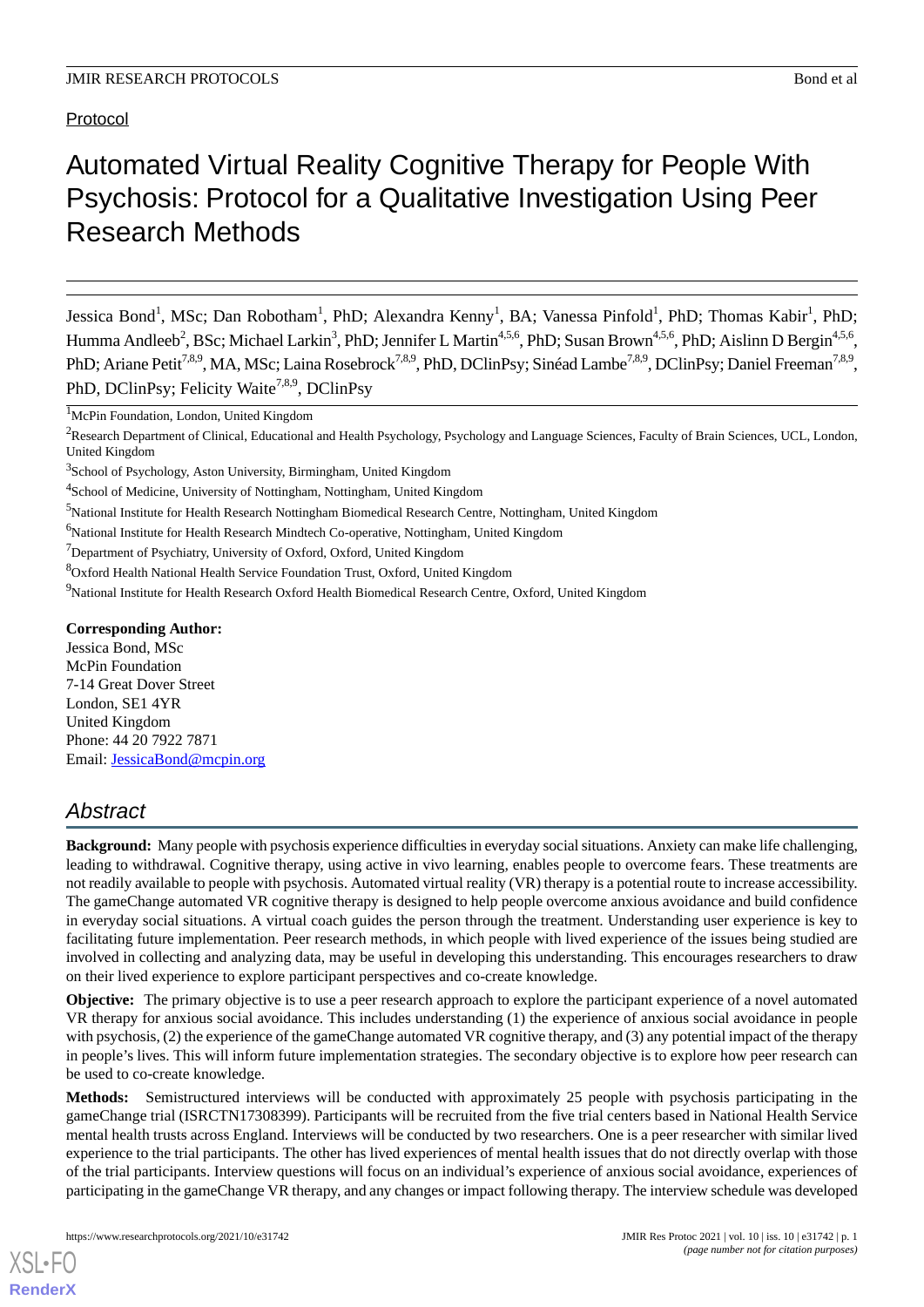Protocol

# Automated Virtual Reality Cognitive Therapy for People With Psychosis: Protocol for a Qualitative Investigation Using Peer Research Methods

Jessica Bond[1], MSc; Dan Robotham[1], PhD; Alexandra Kenny[1], BA; Vanessa Pinfold[1], PhD; Thomas Kabir[1], PhD; Humma Andleeb[2], BSc; Michael Larkin[3], PhD; Jennifer L Martin[4,5,6], PhD; Susan Brown[4,5,6], PhD; Aislinn D Bergin[4,5,6], PhD; Ariane Petit[7,8,9], MA, MSc; Laina Rosebrock[7,8,9], PhD, DClinPsy; Sinéad Lambe[7,8,9], DClinPsy; Daniel Freeman[7,8,9], PhD, DClinPsy; Felicity Waite[7,8,9], DClinPsy

[1]McPin Foundation, London, United Kingdom

[2]Research Department of Clinical, Educational and Health Psychology, Psychology and Language Sciences, Faculty of Brain Sciences, UCL, London, United Kingdom

[3]School of Psychology, Aston University, Birmingham, United Kingdom

[4]School of Medicine, University of Nottingham, Nottingham, United Kingdom

[5]National Institute for Health Research Nottingham Biomedical Research Centre, Nottingham, United Kingdom

[6]National Institute for Health Research Mindtech Co-operative, Nottingham, United Kingdom

[7]Department of Psychiatry, University of Oxford, Oxford, United Kingdom

[8]Oxford Health National Health Service Foundation Trust, Oxford, United Kingdom

[9]National Institute for Health Research Oxford Health Biomedical Research Centre, Oxford, United Kingdom

**Corresponding Author:**
Jessica Bond, MSc
McPin Foundation
7-14 Great Dover Street
London, SE1 4YR
United Kingdom
Phone: 44 20 7922 7871
Email: JessicaBond@mcpin.org

## Abstract

**Background:** Many people with psychosis experience difficulties in everyday social situations. Anxiety can make life challenging, leading to withdrawal. Cognitive therapy, using active in vivo learning, enables people to overcome fears. These treatments are not readily available to people with psychosis. Automated virtual reality (VR) therapy is a potential route to increase accessibility. The gameChange automated VR cognitive therapy is designed to help people overcome anxious avoidance and build confidence in everyday social situations. A virtual coach guides the person through the treatment. Understanding user experience is key to facilitating future implementation. Peer research methods, in which people with lived experience of the issues being studied are involved in collecting and analyzing data, may be useful in developing this understanding. This encourages researchers to draw on their lived experience to explore participant perspectives and co-create knowledge.

**Objective:** The primary objective is to use a peer research approach to explore the participant experience of a novel automated VR therapy for anxious social avoidance. This includes understanding (1) the experience of anxious social avoidance in people with psychosis, (2) the experience of the gameChange automated VR cognitive therapy, and (3) any potential impact of the therapy in people's lives. This will inform future implementation strategies. The secondary objective is to explore how peer research can be used to co-create knowledge.

**Methods:** Semistructured interviews will be conducted with approximately 25 people with psychosis participating in the gameChange trial (ISRCTN17308399). Participants will be recruited from the five trial centers based in National Health Service mental health trusts across England. Interviews will be conducted by two researchers. One is a peer researcher with similar lived experience to the trial participants. The other has lived experiences of mental health issues that do not directly overlap with those of the trial participants. Interview questions will focus on an individual's experience of anxious social avoidance, experiences of participating in the gameChange VR therapy, and any changes or impact following therapy. The interview schedule was developed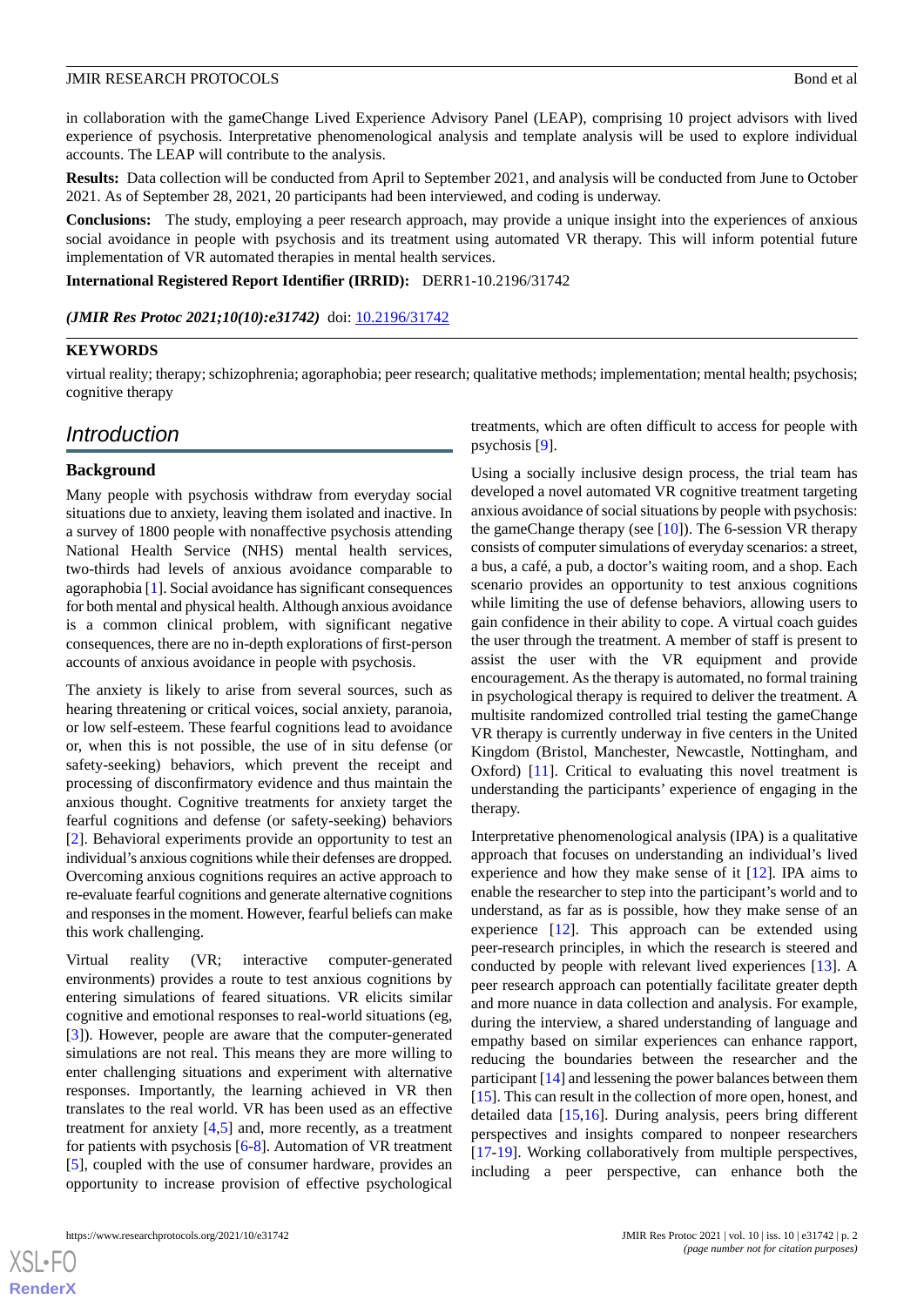in collaboration with the gameChange Lived Experience Advisory Panel (LEAP), comprising 10 project advisors with lived experience of psychosis. Interpretative phenomenological analysis and template analysis will be used to explore individual accounts. The LEAP will contribute to the analysis.

**Results:** Data collection will be conducted from April to September 2021, and analysis will be conducted from June to October 2021. As of September 28, 2021, 20 participants had been interviewed, and coding is underway.

**Conclusions:** The study, employing a peer research approach, may provide a unique insight into the experiences of anxious social avoidance in people with psychosis and its treatment using automated VR therapy. This will inform potential future implementation of VR automated therapies in mental health services.

**International Registered Report Identifier (IRRID):** DERR1-10.2196/31742

***(JMIR Res Protoc 2021;10(10):e31742)*** doi: 10.2196/31742

### KEYWORDS

virtual reality; therapy; schizophrenia; agoraphobia; peer research; qualitative methods; implementation; mental health; psychosis; cognitive therapy

## Introduction

### Background

Many people with psychosis withdraw from everyday social situations due to anxiety, leaving them isolated and inactive. In a survey of 1800 people with nonaffective psychosis attending National Health Service (NHS) mental health services, two-thirds had levels of anxious avoidance comparable to agoraphobia [1]. Social avoidance has significant consequences for both mental and physical health. Although anxious avoidance is a common clinical problem, with significant negative consequences, there are no in-depth explorations of first-person accounts of anxious avoidance in people with psychosis.

The anxiety is likely to arise from several sources, such as hearing threatening or critical voices, social anxiety, paranoia, or low self-esteem. These fearful cognitions lead to avoidance or, when this is not possible, the use of in situ defense (or safety-seeking) behaviors, which prevent the receipt and processing of disconfirmatory evidence and thus maintain the anxious thought. Cognitive treatments for anxiety target the fearful cognitions and defense (or safety-seeking) behaviors [2]. Behavioral experiments provide an opportunity to test an individual's anxious cognitions while their defenses are dropped. Overcoming anxious cognitions requires an active approach to re-evaluate fearful cognitions and generate alternative cognitions and responses in the moment. However, fearful beliefs can make this work challenging.

Virtual reality (VR; interactive computer-generated environments) provides a route to test anxious cognitions by entering simulations of feared situations. VR elicits similar cognitive and emotional responses to real-world situations (eg, [3]). However, people are aware that the computer-generated simulations are not real. This means they are more willing to enter challenging situations and experiment with alternative responses. Importantly, the learning achieved in VR then translates to the real world. VR has been used as an effective treatment for anxiety [4,5] and, more recently, as a treatment for patients with psychosis [6-8]. Automation of VR treatment [5], coupled with the use of consumer hardware, provides an opportunity to increase provision of effective psychological treatments, which are often difficult to access for people with psychosis [9].

Using a socially inclusive design process, the trial team has developed a novel automated VR cognitive treatment targeting anxious avoidance of social situations by people with psychosis: the gameChange therapy (see [10]). The 6-session VR therapy consists of computer simulations of everyday scenarios: a street, a bus, a café, a pub, a doctor's waiting room, and a shop. Each scenario provides an opportunity to test anxious cognitions while limiting the use of defense behaviors, allowing users to gain confidence in their ability to cope. A virtual coach guides the user through the treatment. A member of staff is present to assist the user with the VR equipment and provide encouragement. As the therapy is automated, no formal training in psychological therapy is required to deliver the treatment. A multisite randomized controlled trial testing the gameChange VR therapy is currently underway in five centers in the United Kingdom (Bristol, Manchester, Newcastle, Nottingham, and Oxford) [11]. Critical to evaluating this novel treatment is understanding the participants' experience of engaging in the therapy.

Interpretative phenomenological analysis (IPA) is a qualitative approach that focuses on understanding an individual's lived experience and how they make sense of it [12]. IPA aims to enable the researcher to step into the participant's world and to understand, as far as is possible, how they make sense of an experience [12]. This approach can be extended using peer-research principles, in which the research is steered and conducted by people with relevant lived experiences [13]. A peer research approach can potentially facilitate greater depth and more nuance in data collection and analysis. For example, during the interview, a shared understanding of language and empathy based on similar experiences can enhance rapport, reducing the boundaries between the researcher and the participant [14] and lessening the power balances between them [15]. This can result in the collection of more open, honest, and detailed data [15,16]. During analysis, peers bring different perspectives and insights compared to nonpeer researchers [17-19]. Working collaboratively from multiple perspectives, including a peer perspective, can enhance both the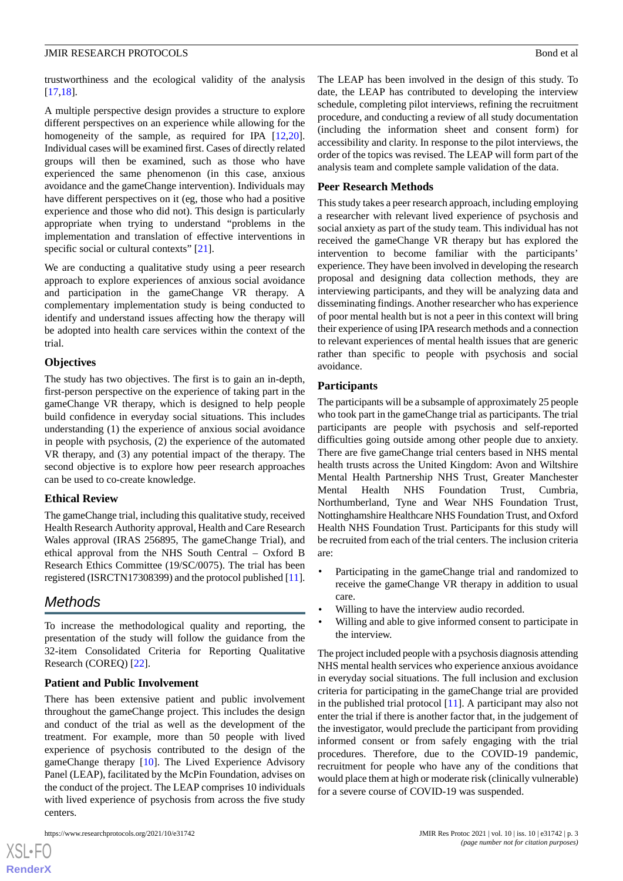trustworthiness and the ecological validity of the analysis [17,18].

A multiple perspective design provides a structure to explore different perspectives on an experience while allowing for the homogeneity of the sample, as required for IPA [12,20]. Individual cases will be examined first. Cases of directly related groups will then be examined, such as those who have experienced the same phenomenon (in this case, anxious avoidance and the gameChange intervention). Individuals may have different perspectives on it (eg, those who had a positive experience and those who did not). This design is particularly appropriate when trying to understand "problems in the implementation and translation of effective interventions in specific social or cultural contexts" [21].

We are conducting a qualitative study using a peer research approach to explore experiences of anxious social avoidance and participation in the gameChange VR therapy. A complementary implementation study is being conducted to identify and understand issues affecting how the therapy will be adopted into health care services within the context of the trial.

### Objectives

The study has two objectives. The first is to gain an in-depth, first-person perspective on the experience of taking part in the gameChange VR therapy, which is designed to help people build confidence in everyday social situations. This includes understanding (1) the experience of anxious social avoidance in people with psychosis, (2) the experience of the automated VR therapy, and (3) any potential impact of the therapy. The second objective is to explore how peer research approaches can be used to co-create knowledge.

### Ethical Review

The gameChange trial, including this qualitative study, received Health Research Authority approval, Health and Care Research Wales approval (IRAS 256895, The gameChange Trial), and ethical approval from the NHS South Central – Oxford B Research Ethics Committee (19/SC/0075). The trial has been registered (ISRCTN17308399) and the protocol published [11].

## Methods

To increase the methodological quality and reporting, the presentation of the study will follow the guidance from the 32-item Consolidated Criteria for Reporting Qualitative Research (COREQ) [22].

### Patient and Public Involvement

There has been extensive patient and public involvement throughout the gameChange project. This includes the design and conduct of the trial as well as the development of the treatment. For example, more than 50 people with lived experience of psychosis contributed to the design of the gameChange therapy [10]. The Lived Experience Advisory Panel (LEAP), facilitated by the McPin Foundation, advises on the conduct of the project. The LEAP comprises 10 individuals with lived experience of psychosis from across the five study centers.

The LEAP has been involved in the design of this study. To date, the LEAP has contributed to developing the interview schedule, completing pilot interviews, refining the recruitment procedure, and conducting a review of all study documentation (including the information sheet and consent form) for accessibility and clarity. In response to the pilot interviews, the order of the topics was revised. The LEAP will form part of the analysis team and complete sample validation of the data.

### Peer Research Methods

This study takes a peer research approach, including employing a researcher with relevant lived experience of psychosis and social anxiety as part of the study team. This individual has not received the gameChange VR therapy but has explored the intervention to become familiar with the participants' experience. They have been involved in developing the research proposal and designing data collection methods, they are interviewing participants, and they will be analyzing data and disseminating findings. Another researcher who has experience of poor mental health but is not a peer in this context will bring their experience of using IPA research methods and a connection to relevant experiences of mental health issues that are generic rather than specific to people with psychosis and social avoidance.

### Participants

The participants will be a subsample of approximately 25 people who took part in the gameChange trial as participants. The trial participants are people with psychosis and self-reported difficulties going outside among other people due to anxiety. There are five gameChange trial centers based in NHS mental health trusts across the United Kingdom: Avon and Wiltshire Mental Health Partnership NHS Trust, Greater Manchester Mental Health NHS Foundation Trust, Cumbria, Northumberland, Tyne and Wear NHS Foundation Trust, Nottinghamshire Healthcare NHS Foundation Trust, and Oxford Health NHS Foundation Trust. Participants for this study will be recruited from each of the trial centers. The inclusion criteria are:

- Participating in the gameChange trial and randomized to receive the gameChange VR therapy in addition to usual care.
- Willing to have the interview audio recorded.
- Willing and able to give informed consent to participate in the interview.

The project included people with a psychosis diagnosis attending NHS mental health services who experience anxious avoidance in everyday social situations. The full inclusion and exclusion criteria for participating in the gameChange trial are provided in the published trial protocol [11]. A participant may also not enter the trial if there is another factor that, in the judgement of the investigator, would preclude the participant from providing informed consent or from safely engaging with the trial procedures. Therefore, due to the COVID-19 pandemic, recruitment for people who have any of the conditions that would place them at high or moderate risk (clinically vulnerable) for a severe course of COVID-19 was suspended.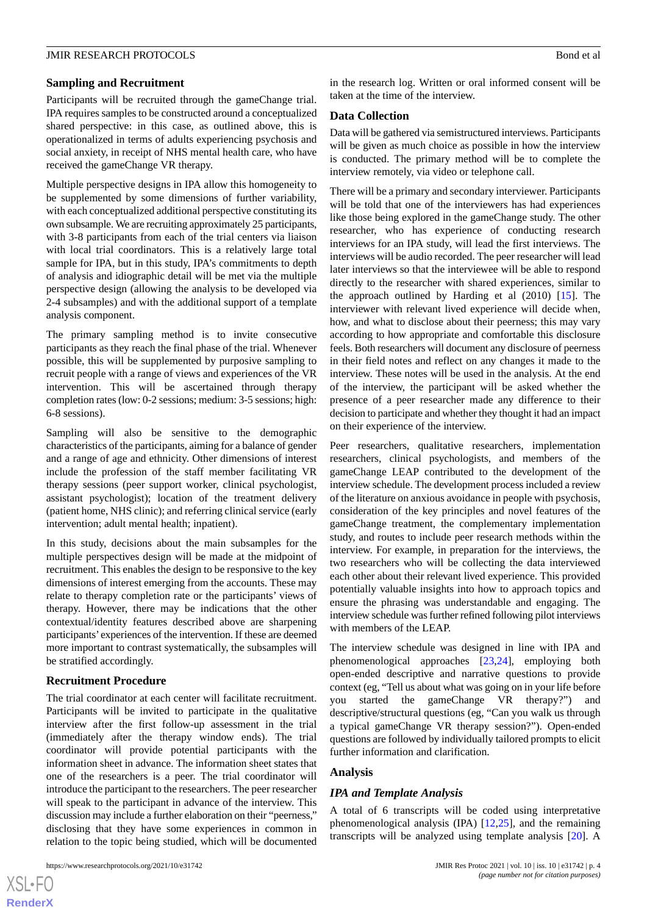### Sampling and Recruitment

Participants will be recruited through the gameChange trial. IPA requires samples to be constructed around a conceptualized shared perspective: in this case, as outlined above, this is operationalized in terms of adults experiencing psychosis and social anxiety, in receipt of NHS mental health care, who have received the gameChange VR therapy.

Multiple perspective designs in IPA allow this homogeneity to be supplemented by some dimensions of further variability, with each conceptualized additional perspective constituting its own subsample. We are recruiting approximately 25 participants, with 3-8 participants from each of the trial centers via liaison with local trial coordinators. This is a relatively large total sample for IPA, but in this study, IPA's commitments to depth of analysis and idiographic detail will be met via the multiple perspective design (allowing the analysis to be developed via 2-4 subsamples) and with the additional support of a template analysis component.

The primary sampling method is to invite consecutive participants as they reach the final phase of the trial. Whenever possible, this will be supplemented by purposive sampling to recruit people with a range of views and experiences of the VR intervention. This will be ascertained through therapy completion rates (low: 0-2 sessions; medium: 3-5 sessions; high: 6-8 sessions).

Sampling will also be sensitive to the demographic characteristics of the participants, aiming for a balance of gender and a range of age and ethnicity. Other dimensions of interest include the profession of the staff member facilitating VR therapy sessions (peer support worker, clinical psychologist, assistant psychologist); location of the treatment delivery (patient home, NHS clinic); and referring clinical service (early intervention; adult mental health; inpatient).

In this study, decisions about the main subsamples for the multiple perspectives design will be made at the midpoint of recruitment. This enables the design to be responsive to the key dimensions of interest emerging from the accounts. These may relate to therapy completion rate or the participants' views of therapy. However, there may be indications that the other contextual/identity features described above are sharpening participants' experiences of the intervention. If these are deemed more important to contrast systematically, the subsamples will be stratified accordingly.

### Recruitment Procedure

The trial coordinator at each center will facilitate recruitment. Participants will be invited to participate in the qualitative interview after the first follow-up assessment in the trial (immediately after the therapy window ends). The trial coordinator will provide potential participants with the information sheet in advance. The information sheet states that one of the researchers is a peer. The trial coordinator will introduce the participant to the researchers. The peer researcher will speak to the participant in advance of the interview. This discussion may include a further elaboration on their "peerness," disclosing that they have some experiences in common in relation to the topic being studied, which will be documented in the research log. Written or oral informed consent will be taken at the time of the interview.

### Data Collection

Data will be gathered via semistructured interviews. Participants will be given as much choice as possible in how the interview is conducted. The primary method will be to complete the interview remotely, via video or telephone call.

There will be a primary and secondary interviewer. Participants will be told that one of the interviewers has had experiences like those being explored in the gameChange study. The other researcher, who has experience of conducting research interviews for an IPA study, will lead the first interviews. The interviews will be audio recorded. The peer researcher will lead later interviews so that the interviewee will be able to respond directly to the researcher with shared experiences, similar to the approach outlined by Harding et al (2010) [15]. The interviewer with relevant lived experience will decide when, how, and what to disclose about their peerness; this may vary according to how appropriate and comfortable this disclosure feels. Both researchers will document any disclosure of peerness in their field notes and reflect on any changes it made to the interview. These notes will be used in the analysis. At the end of the interview, the participant will be asked whether the presence of a peer researcher made any difference to their decision to participate and whether they thought it had an impact on their experience of the interview.

Peer researchers, qualitative researchers, implementation researchers, clinical psychologists, and members of the gameChange LEAP contributed to the development of the interview schedule. The development process included a review of the literature on anxious avoidance in people with psychosis, consideration of the key principles and novel features of the gameChange treatment, the complementary implementation study, and routes to include peer research methods within the interview. For example, in preparation for the interviews, the two researchers who will be collecting the data interviewed each other about their relevant lived experience. This provided potentially valuable insights into how to approach topics and ensure the phrasing was understandable and engaging. The interview schedule was further refined following pilot interviews with members of the LEAP.

The interview schedule was designed in line with IPA and phenomenological approaches [23,24], employing both open-ended descriptive and narrative questions to provide context (eg, "Tell us about what was going on in your life before you started the gameChange VR therapy?") and descriptive/structural questions (eg, "Can you walk us through a typical gameChange VR therapy session?"). Open-ended questions are followed by individually tailored prompts to elicit further information and clarification.

### Analysis

#### *IPA and Template Analysis*

A total of 6 transcripts will be coded using interpretative phenomenological analysis (IPA) [12,25], and the remaining transcripts will be analyzed using template analysis [20]. A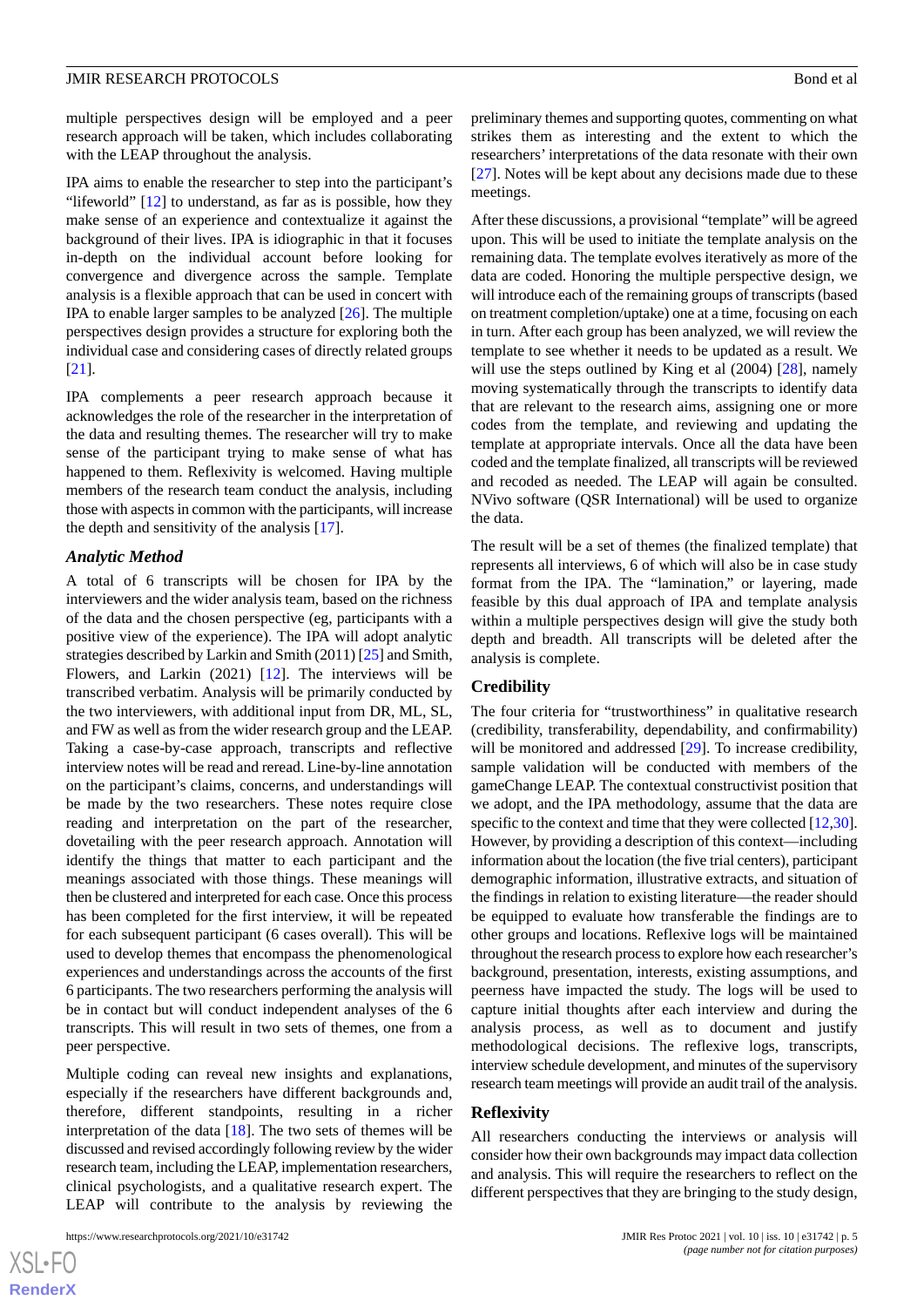multiple perspectives design will be employed and a peer research approach will be taken, which includes collaborating with the LEAP throughout the analysis.

IPA aims to enable the researcher to step into the participant's "lifeworld" [12] to understand, as far as is possible, how they make sense of an experience and contextualize it against the background of their lives. IPA is idiographic in that it focuses in-depth on the individual account before looking for convergence and divergence across the sample. Template analysis is a flexible approach that can be used in concert with IPA to enable larger samples to be analyzed [26]. The multiple perspectives design provides a structure for exploring both the individual case and considering cases of directly related groups [21].

IPA complements a peer research approach because it acknowledges the role of the researcher in the interpretation of the data and resulting themes. The researcher will try to make sense of the participant trying to make sense of what has happened to them. Reflexivity is welcomed. Having multiple members of the research team conduct the analysis, including those with aspects in common with the participants, will increase the depth and sensitivity of the analysis [17].

### Analytic Method

A total of 6 transcripts will be chosen for IPA by the interviewers and the wider analysis team, based on the richness of the data and the chosen perspective (eg, participants with a positive view of the experience). The IPA will adopt analytic strategies described by Larkin and Smith (2011) [25] and Smith, Flowers, and Larkin (2021) [12]. The interviews will be transcribed verbatim. Analysis will be primarily conducted by the two interviewers, with additional input from DR, ML, SL, and FW as well as from the wider research group and the LEAP. Taking a case-by-case approach, transcripts and reflective interview notes will be read and reread. Line-by-line annotation on the participant's claims, concerns, and understandings will be made by the two researchers. These notes require close reading and interpretation on the part of the researcher, dovetailing with the peer research approach. Annotation will identify the things that matter to each participant and the meanings associated with those things. These meanings will then be clustered and interpreted for each case. Once this process has been completed for the first interview, it will be repeated for each subsequent participant (6 cases overall). This will be used to develop themes that encompass the phenomenological experiences and understandings across the accounts of the first 6 participants. The two researchers performing the analysis will be in contact but will conduct independent analyses of the 6 transcripts. This will result in two sets of themes, one from a peer perspective.

Multiple coding can reveal new insights and explanations, especially if the researchers have different backgrounds and, therefore, different standpoints, resulting in a richer interpretation of the data [18]. The two sets of themes will be discussed and revised accordingly following review by the wider research team, including the LEAP, implementation researchers, clinical psychologists, and a qualitative research expert. The LEAP will contribute to the analysis by reviewing the preliminary themes and supporting quotes, commenting on what strikes them as interesting and the extent to which the researchers' interpretations of the data resonate with their own [27]. Notes will be kept about any decisions made due to these meetings.

After these discussions, a provisional "template" will be agreed upon. This will be used to initiate the template analysis on the remaining data. The template evolves iteratively as more of the data are coded. Honoring the multiple perspective design, we will introduce each of the remaining groups of transcripts (based on treatment completion/uptake) one at a time, focusing on each in turn. After each group has been analyzed, we will review the template to see whether it needs to be updated as a result. We will use the steps outlined by King et al (2004) [28], namely moving systematically through the transcripts to identify data that are relevant to the research aims, assigning one or more codes from the template, and reviewing and updating the template at appropriate intervals. Once all the data have been coded and the template finalized, all transcripts will be reviewed and recoded as needed. The LEAP will again be consulted. NVivo software (QSR International) will be used to organize the data.

The result will be a set of themes (the finalized template) that represents all interviews, 6 of which will also be in case study format from the IPA. The "lamination," or layering, made feasible by this dual approach of IPA and template analysis within a multiple perspectives design will give the study both depth and breadth. All transcripts will be deleted after the analysis is complete.

### Credibility

The four criteria for "trustworthiness" in qualitative research (credibility, transferability, dependability, and confirmability) will be monitored and addressed [29]. To increase credibility, sample validation will be conducted with members of the gameChange LEAP. The contextual constructivist position that we adopt, and the IPA methodology, assume that the data are specific to the context and time that they were collected [12,30]. However, by providing a description of this context—including information about the location (the five trial centers), participant demographic information, illustrative extracts, and situation of the findings in relation to existing literature—the reader should be equipped to evaluate how transferable the findings are to other groups and locations. Reflexive logs will be maintained throughout the research process to explore how each researcher's background, presentation, interests, existing assumptions, and peerness have impacted the study. The logs will be used to capture initial thoughts after each interview and during the analysis process, as well as to document and justify methodological decisions. The reflexive logs, transcripts, interview schedule development, and minutes of the supervisory research team meetings will provide an audit trail of the analysis.

### Reflexivity

All researchers conducting the interviews or analysis will consider how their own backgrounds may impact data collection and analysis. This will require the researchers to reflect on the different perspectives that they are bringing to the study design,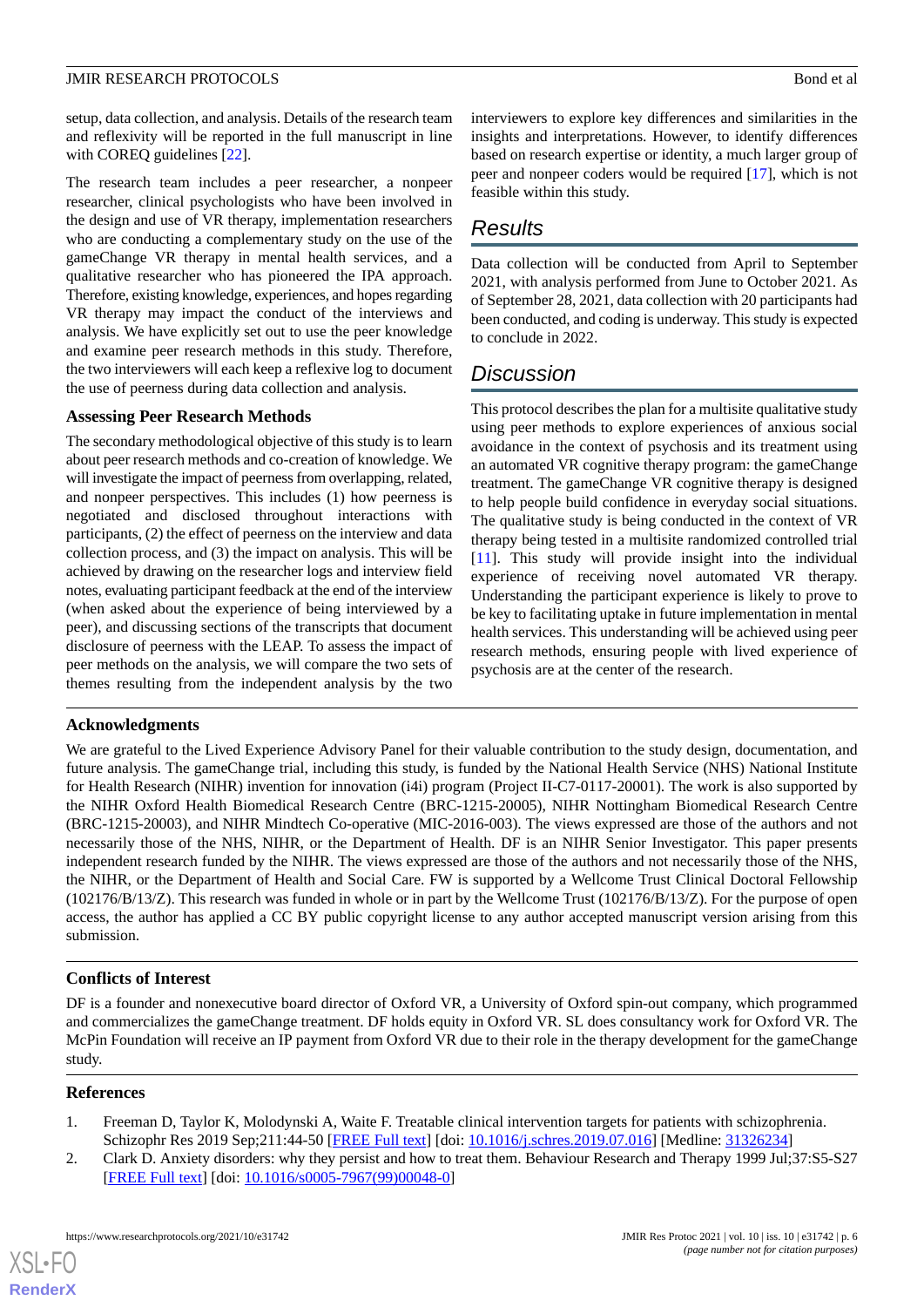setup, data collection, and analysis. Details of the research team and reflexivity will be reported in the full manuscript in line with COREQ guidelines [22].

The research team includes a peer researcher, a nonpeer researcher, clinical psychologists who have been involved in the design and use of VR therapy, implementation researchers who are conducting a complementary study on the use of the gameChange VR therapy in mental health services, and a qualitative researcher who has pioneered the IPA approach. Therefore, existing knowledge, experiences, and hopes regarding VR therapy may impact the conduct of the interviews and analysis. We have explicitly set out to use the peer knowledge and examine peer research methods in this study. Therefore, the two interviewers will each keep a reflexive log to document the use of peerness during data collection and analysis.

### Assessing Peer Research Methods

The secondary methodological objective of this study is to learn about peer research methods and co-creation of knowledge. We will investigate the impact of peerness from overlapping, related, and nonpeer perspectives. This includes (1) how peerness is negotiated and disclosed throughout interactions with participants, (2) the effect of peerness on the interview and data collection process, and (3) the impact on analysis. This will be achieved by drawing on the researcher logs and interview field notes, evaluating participant feedback at the end of the interview (when asked about the experience of being interviewed by a peer), and discussing sections of the transcripts that document disclosure of peerness with the LEAP. To assess the impact of peer methods on the analysis, we will compare the two sets of themes resulting from the independent analysis by the two interviewers to explore key differences and similarities in the insights and interpretations. However, to identify differences based on research expertise or identity, a much larger group of peer and nonpeer coders would be required [17], which is not feasible within this study.

## Results

Data collection will be conducted from April to September 2021, with analysis performed from June to October 2021. As of September 28, 2021, data collection with 20 participants had been conducted, and coding is underway. This study is expected to conclude in 2022.

## Discussion

This protocol describes the plan for a multisite qualitative study using peer methods to explore experiences of anxious social avoidance in the context of psychosis and its treatment using an automated VR cognitive therapy program: the gameChange treatment. The gameChange VR cognitive therapy is designed to help people build confidence in everyday social situations. The qualitative study is being conducted in the context of VR therapy being tested in a multisite randomized controlled trial [11]. This study will provide insight into the individual experience of receiving novel automated VR therapy. Understanding the participant experience is likely to prove to be key to facilitating uptake in future implementation in mental health services. This understanding will be achieved using peer research methods, ensuring people with lived experience of psychosis are at the center of the research.

### Acknowledgments

We are grateful to the Lived Experience Advisory Panel for their valuable contribution to the study design, documentation, and future analysis. The gameChange trial, including this study, is funded by the National Health Service (NHS) National Institute for Health Research (NIHR) invention for innovation (i4i) program (Project II-C7-0117-20001). The work is also supported by the NIHR Oxford Health Biomedical Research Centre (BRC-1215-20005), NIHR Nottingham Biomedical Research Centre (BRC-1215-20003), and NIHR Mindtech Co-operative (MIC-2016-003). The views expressed are those of the authors and not necessarily those of the NHS, NIHR, or the Department of Health. DF is an NIHR Senior Investigator. This paper presents independent research funded by the NIHR. The views expressed are those of the authors and not necessarily those of the NHS, the NIHR, or the Department of Health and Social Care. FW is supported by a Wellcome Trust Clinical Doctoral Fellowship (102176/B/13/Z). This research was funded in whole or in part by the Wellcome Trust (102176/B/13/Z). For the purpose of open access, the author has applied a CC BY public copyright license to any author accepted manuscript version arising from this submission.

### Conflicts of Interest

DF is a founder and nonexecutive board director of Oxford VR, a University of Oxford spin-out company, which programmed and commercializes the gameChange treatment. DF holds equity in Oxford VR. SL does consultancy work for Oxford VR. The McPin Foundation will receive an IP payment from Oxford VR due to their role in the therapy development for the gameChange study.

### References

1. Freeman D, Taylor K, Molodynski A, Waite F. Treatable clinical intervention targets for patients with schizophrenia. Schizophr Res 2019 Sep;211:44-50 [FREE Full text] [doi: 10.1016/j.schres.2019.07.016] [Medline: 31326234]
2. Clark D. Anxiety disorders: why they persist and how to treat them. Behaviour Research and Therapy 1999 Jul;37:S5-S27 [FREE Full text] [doi: 10.1016/s0005-7967(99)00048-0]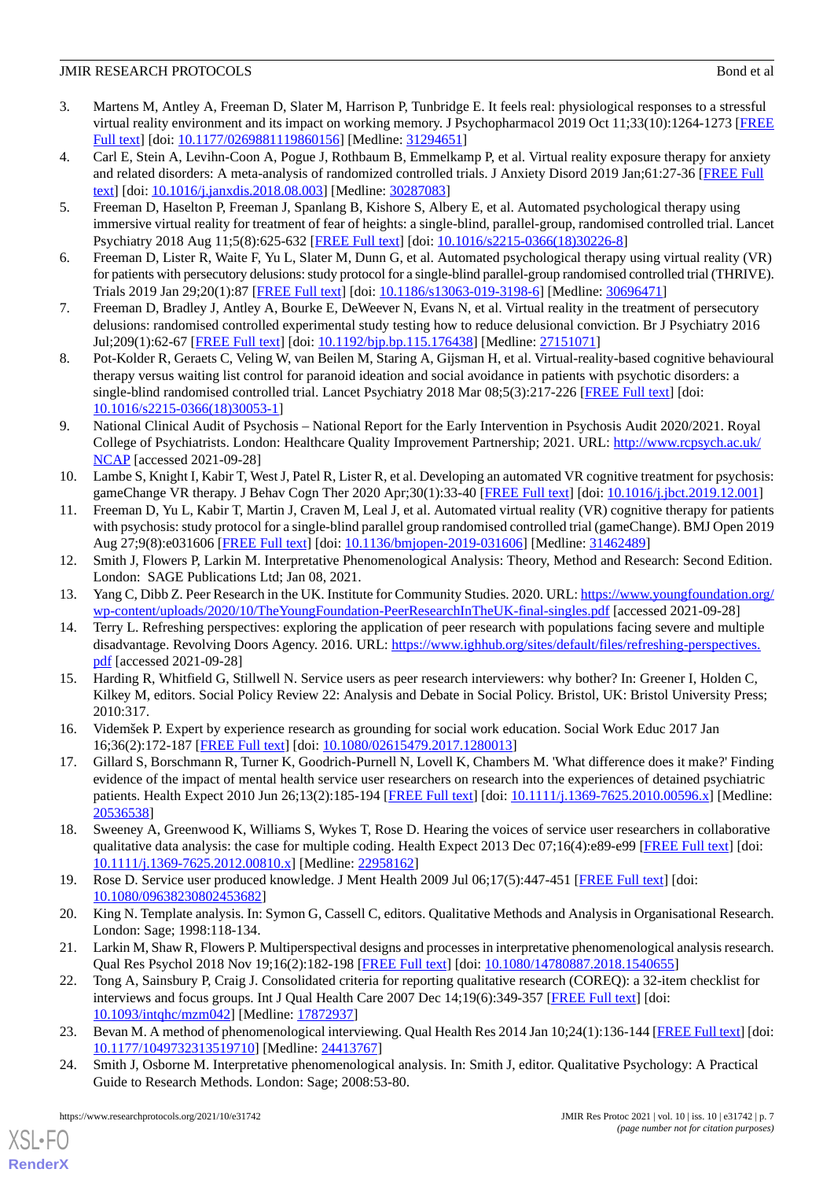3. Martens M, Antley A, Freeman D, Slater M, Harrison P, Tunbridge E. It feels real: physiological responses to a stressful virtual reality environment and its impact on working memory. J Psychopharmacol 2019 Oct 11;33(10):1264-1273 [FREE Full text] [doi: 10.1177/0269881119860156] [Medline: 31294651]
4. Carl E, Stein A, Levihn-Coon A, Pogue J, Rothbaum B, Emmelkamp P, et al. Virtual reality exposure therapy for anxiety and related disorders: A meta-analysis of randomized controlled trials. J Anxiety Disord 2019 Jan;61:27-36 [FREE Full text] [doi: 10.1016/j.janxdis.2018.08.003] [Medline: 30287083]
5. Freeman D, Haselton P, Freeman J, Spanlang B, Kishore S, Albery E, et al. Automated psychological therapy using immersive virtual reality for treatment of fear of heights: a single-blind, parallel-group, randomised controlled trial. Lancet Psychiatry 2018 Aug 11;5(8):625-632 [FREE Full text] [doi: 10.1016/s2215-0366(18)30226-8]
6. Freeman D, Lister R, Waite F, Yu L, Slater M, Dunn G, et al. Automated psychological therapy using virtual reality (VR) for patients with persecutory delusions: study protocol for a single-blind parallel-group randomised controlled trial (THRIVE). Trials 2019 Jan 29;20(1):87 [FREE Full text] [doi: 10.1186/s13063-019-3198-6] [Medline: 30696471]
7. Freeman D, Bradley J, Antley A, Bourke E, DeWeever N, Evans N, et al. Virtual reality in the treatment of persecutory delusions: randomised controlled experimental study testing how to reduce delusional conviction. Br J Psychiatry 2016 Jul;209(1):62-67 [FREE Full text] [doi: 10.1192/bjp.bp.115.176438] [Medline: 27151071]
8. Pot-Kolder R, Geraets C, Veling W, van Beilen M, Staring A, Gijsman H, et al. Virtual-reality-based cognitive behavioural therapy versus waiting list control for paranoid ideation and social avoidance in patients with psychotic disorders: a single-blind randomised controlled trial. Lancet Psychiatry 2018 Mar 08;5(3):217-226 [FREE Full text] [doi: 10.1016/s2215-0366(18)30053-1]
9. National Clinical Audit of Psychosis – National Report for the Early Intervention in Psychosis Audit 2020/2021. Royal College of Psychiatrists. London: Healthcare Quality Improvement Partnership; 2021. URL: http://www.rcpsych.ac.uk/NCAP [accessed 2021-09-28]
10. Lambe S, Knight I, Kabir T, West J, Patel R, Lister R, et al. Developing an automated VR cognitive treatment for psychosis: gameChange VR therapy. J Behav Cogn Ther 2020 Apr;30(1):33-40 [FREE Full text] [doi: 10.1016/j.jbct.2019.12.001]
11. Freeman D, Yu L, Kabir T, Martin J, Craven M, Leal J, et al. Automated virtual reality (VR) cognitive therapy for patients with psychosis: study protocol for a single-blind parallel group randomised controlled trial (gameChange). BMJ Open 2019 Aug 27;9(8):e031606 [FREE Full text] [doi: 10.1136/bmjopen-2019-031606] [Medline: 31462489]
12. Smith J, Flowers P, Larkin M. Interpretative Phenomenological Analysis: Theory, Method and Research: Second Edition. London: SAGE Publications Ltd; Jan 08, 2021.
13. Yang C, Dibb Z. Peer Research in the UK. Institute for Community Studies. 2020. URL: https://www.youngfoundation.org/wp-content/uploads/2020/10/TheYoungFoundation-PeerResearchInTheUK-final-singles.pdf [accessed 2021-09-28]
14. Terry L. Refreshing perspectives: exploring the application of peer research with populations facing severe and multiple disadvantage. Revolving Doors Agency. 2016. URL: https://www.ighhub.org/sites/default/files/refreshing-perspectives.pdf [accessed 2021-09-28]
15. Harding R, Whitfield G, Stillwell N. Service users as peer research interviewers: why bother? In: Greener I, Holden C, Kilkey M, editors. Social Policy Review 22: Analysis and Debate in Social Policy. Bristol, UK: Bristol University Press; 2010:317.
16. Videmšek P. Expert by experience research as grounding for social work education. Social Work Educ 2017 Jan 16;36(2):172-187 [FREE Full text] [doi: 10.1080/02615479.2017.1280013]
17. Gillard S, Borschmann R, Turner K, Goodrich-Purnell N, Lovell K, Chambers M. 'What difference does it make?' Finding evidence of the impact of mental health service user researchers on research into the experiences of detained psychiatric patients. Health Expect 2010 Jun 26;13(2):185-194 [FREE Full text] [doi: 10.1111/j.1369-7625.2010.00596.x] [Medline: 20536538]
18. Sweeney A, Greenwood K, Williams S, Wykes T, Rose D. Hearing the voices of service user researchers in collaborative qualitative data analysis: the case for multiple coding. Health Expect 2013 Dec 07;16(4):e89-e99 [FREE Full text] [doi: 10.1111/j.1369-7625.2012.00810.x] [Medline: 22958162]
19. Rose D. Service user produced knowledge. J Ment Health 2009 Jul 06;17(5):447-451 [FREE Full text] [doi: 10.1080/09638230802453682]
20. King N. Template analysis. In: Symon G, Cassell C, editors. Qualitative Methods and Analysis in Organisational Research. London: Sage; 1998:118-134.
21. Larkin M, Shaw R, Flowers P. Multiperspectival designs and processes in interpretative phenomenological analysis research. Qual Res Psychol 2018 Nov 19;16(2):182-198 [FREE Full text] [doi: 10.1080/14780887.2018.1540655]
22. Tong A, Sainsbury P, Craig J. Consolidated criteria for reporting qualitative research (COREQ): a 32-item checklist for interviews and focus groups. Int J Qual Health Care 2007 Dec 14;19(6):349-357 [FREE Full text] [doi: 10.1093/intqhc/mzm042] [Medline: 17872937]
23. Bevan M. A method of phenomenological interviewing. Qual Health Res 2014 Jan 10;24(1):136-144 [FREE Full text] [doi: 10.1177/1049732313519710] [Medline: 24413767]
24. Smith J, Osborne M. Interpretative phenomenological analysis. In: Smith J, editor. Qualitative Psychology: A Practical Guide to Research Methods. London: Sage; 2008:53-80.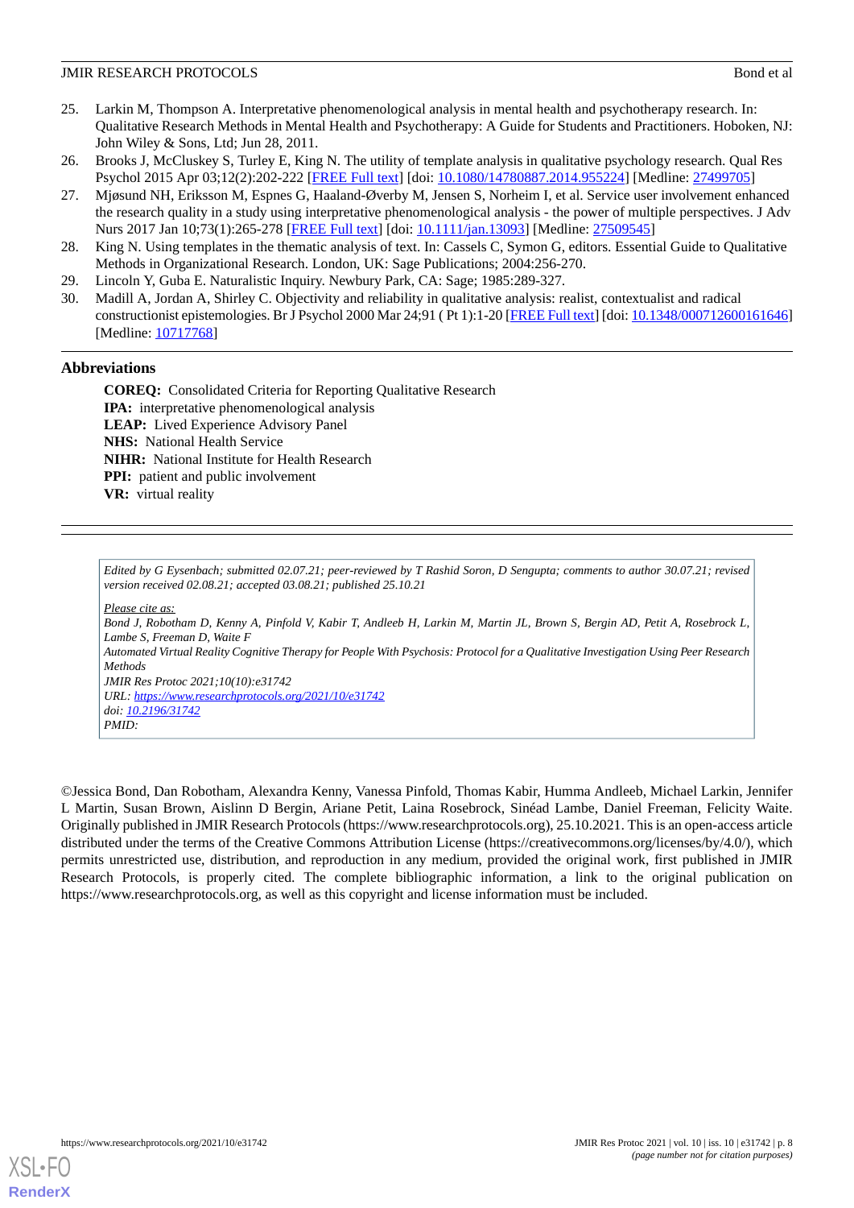25. Larkin M, Thompson A. Interpretative phenomenological analysis in mental health and psychotherapy research. In: Qualitative Research Methods in Mental Health and Psychotherapy: A Guide for Students and Practitioners. Hoboken, NJ: John Wiley & Sons, Ltd; Jun 28, 2011.
26. Brooks J, McCluskey S, Turley E, King N. The utility of template analysis in qualitative psychology research. Qual Res Psychol 2015 Apr 03;12(2):202-222 [FREE Full text] [doi: 10.1080/14780887.2014.955224] [Medline: 27499705]
27. Mjøsund NH, Eriksson M, Espnes G, Haaland-Øverby M, Jensen S, Norheim I, et al. Service user involvement enhanced the research quality in a study using interpretative phenomenological analysis - the power of multiple perspectives. J Adv Nurs 2017 Jan 10;73(1):265-278 [FREE Full text] [doi: 10.1111/jan.13093] [Medline: 27509545]
28. King N. Using templates in the thematic analysis of text. In: Cassels C, Symon G, editors. Essential Guide to Qualitative Methods in Organizational Research. London, UK: Sage Publications; 2004:256-270.
29. Lincoln Y, Guba E. Naturalistic Inquiry. Newbury Park, CA: Sage; 1985:289-327.
30. Madill A, Jordan A, Shirley C. Objectivity and reliability in qualitative analysis: realist, contextualist and radical constructionist epistemologies. Br J Psychol 2000 Mar 24;91 ( Pt 1):1-20 [FREE Full text] [doi: 10.1348/000712600161646] [Medline: 10717768]

## Abbreviations

**COREQ:** Consolidated Criteria for Reporting Qualitative Research
**IPA:** interpretative phenomenological analysis
**LEAP:** Lived Experience Advisory Panel
**NHS:** National Health Service
**NIHR:** National Institute for Health Research
**PPI:** patient and public involvement
**VR:** virtual reality

*Edited by G Eysenbach; submitted 02.07.21; peer-reviewed by T Rashid Soron, D Sengupta; comments to author 30.07.21; revised version received 02.08.21; accepted 03.08.21; published 25.10.21*

*Please cite as:*
*Bond J, Robotham D, Kenny A, Pinfold V, Kabir T, Andleeb H, Larkin M, Martin JL, Brown S, Bergin AD, Petit A, Rosebrock L, Lambe S, Freeman D, Waite F*
*Automated Virtual Reality Cognitive Therapy for People With Psychosis: Protocol for a Qualitative Investigation Using Peer Research Methods*
*JMIR Res Protoc 2021;10(10):e31742*
*URL: https://www.researchprotocols.org/2021/10/e31742*
*doi: 10.2196/31742*
*PMID:*

©Jessica Bond, Dan Robotham, Alexandra Kenny, Vanessa Pinfold, Thomas Kabir, Humma Andleeb, Michael Larkin, Jennifer L Martin, Susan Brown, Aislinn D Bergin, Ariane Petit, Laina Rosebrock, Sinéad Lambe, Daniel Freeman, Felicity Waite. Originally published in JMIR Research Protocols (https://www.researchprotocols.org), 25.10.2021. This is an open-access article distributed under the terms of the Creative Commons Attribution License (https://creativecommons.org/licenses/by/4.0/), which permits unrestricted use, distribution, and reproduction in any medium, provided the original work, first published in JMIR Research Protocols, is properly cited. The complete bibliographic information, a link to the original publication on https://www.researchprotocols.org, as well as this copyright and license information must be included.